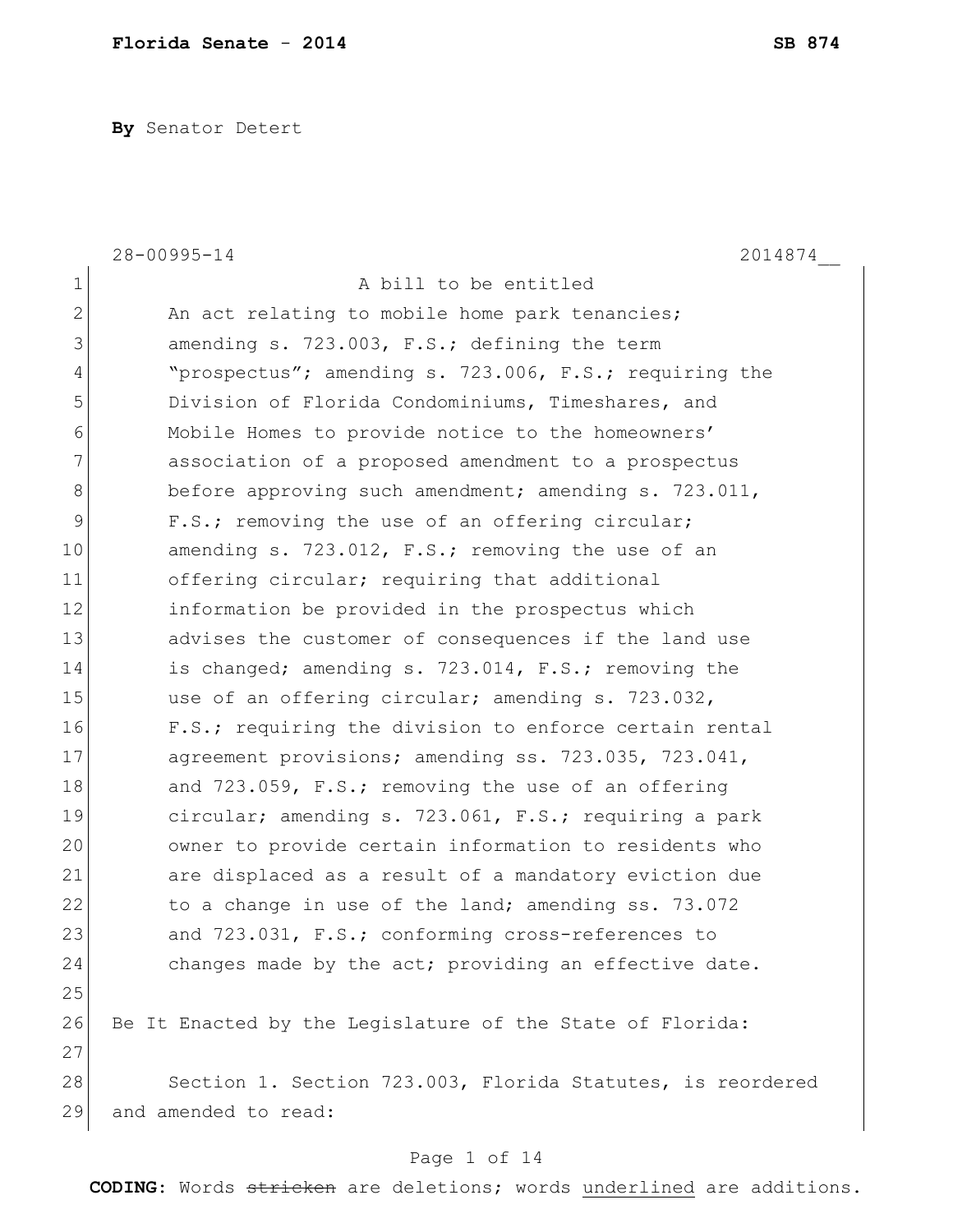**By** Senator Detert

28-00995-14 2014874__

A bill to be entitled

An act relating to mobile home park tenancies; amending s. 723.003, F.S.; defining the term "prospectus"; amending s. 723.006, F.S.; requiring the Division of Florida Condominiums, Timeshares, and Mobile Homes to provide notice to the homeowners' association of a proposed amendment to a prospectus before approving such amendment; amending s. 723.011, F.S.; removing the use of an offering circular; amending s. 723.012, F.S.; removing the use of an offering circular; requiring that additional information be provided in the prospectus which advises the customer of consequences if the land use is changed; amending s. 723.014, F.S.; removing the use of an offering circular; amending s. 723.032, F.S.; requiring the division to enforce certain rental agreement provisions; amending ss. 723.035, 723.041, and 723.059, F.S.; removing the use of an offering circular; amending s. 723.061, F.S.; requiring a park owner to provide certain information to residents who are displaced as a result of a mandatory eviction due to a change in use of the land; amending ss. 73.072 and 723.031, F.S.; conforming cross-references to changes made by the act; providing an effective date.

Be It Enacted by the Legislature of the State of Florida:

Section 1. Section 723.003, Florida Statutes, is reordered and amended to read:

**CODING:** Words ~~stricken~~ are deletions; words underlined are additions.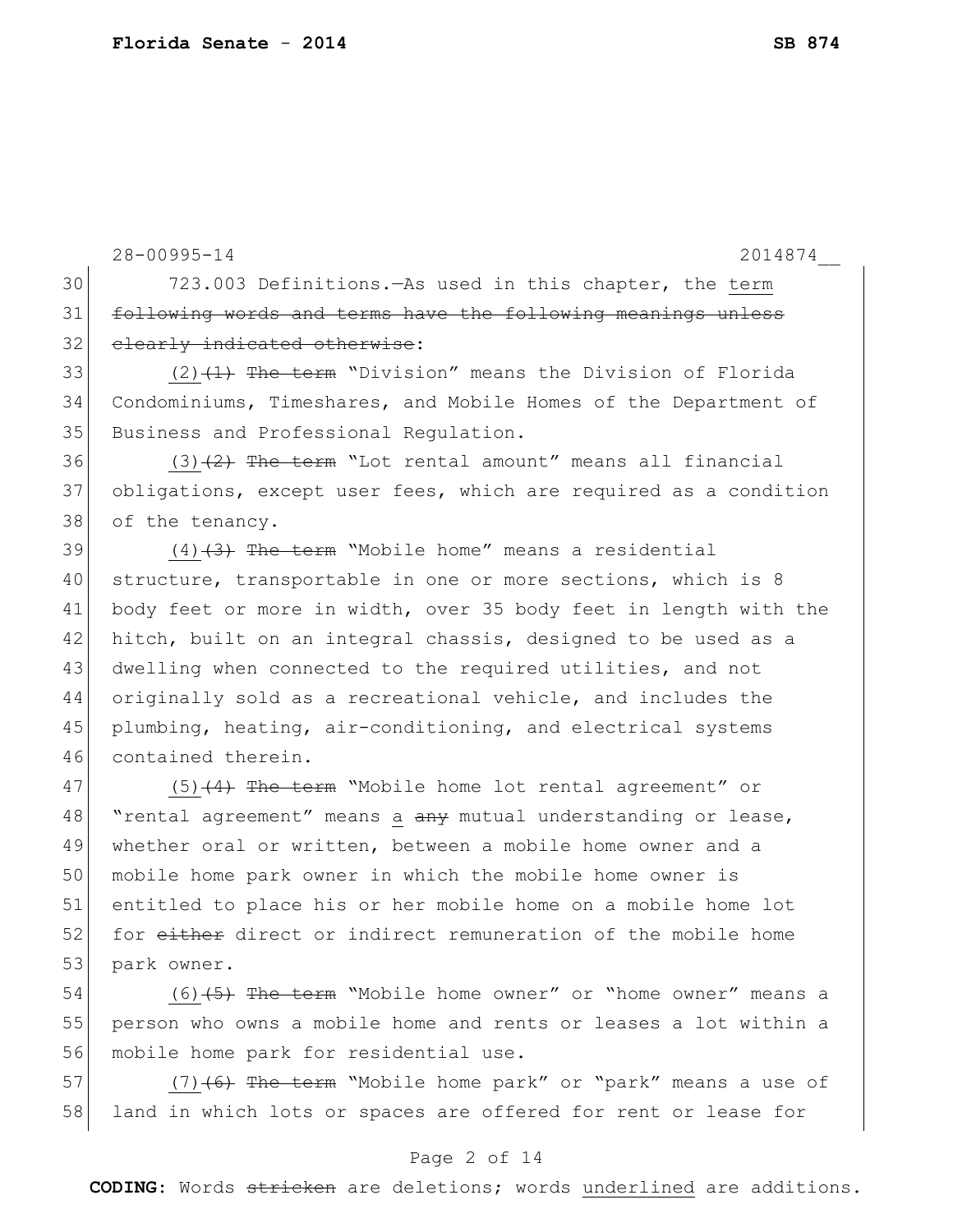28-00995-14 2014874__

30 723.003 Definitions.—As used in this chapter, the <u>term</u>
31 ~~following words and terms have the following meanings unless~~
32 ~~clearly indicated otherwise~~:

33 <u>(2)</u>~~(1) The term~~ "Division" means the Division of Florida
34 Condominiums, Timeshares, and Mobile Homes of the Department of
35 Business and Professional Regulation.

36 <u>(3)</u>~~(2) The term~~ "Lot rental amount" means all financial
37 obligations, except user fees, which are required as a condition
38 of the tenancy.

39 <u>(4)</u>~~(3) The term~~ "Mobile home" means a residential
40 structure, transportable in one or more sections, which is 8
41 body feet or more in width, over 35 body feet in length with the
42 hitch, built on an integral chassis, designed to be used as a
43 dwelling when connected to the required utilities, and not
44 originally sold as a recreational vehicle, and includes the
45 plumbing, heating, air-conditioning, and electrical systems
46 contained therein.

47 <u>(5)</u>~~(4) The term~~ "Mobile home lot rental agreement" or
48 "rental agreement" means <u>a</u> ~~any~~ mutual understanding or lease,
49 whether oral or written, between a mobile home owner and a
50 mobile home park owner in which the mobile home owner is
51 entitled to place his or her mobile home on a mobile home lot
52 for ~~either~~ direct or indirect remuneration of the mobile home
53 park owner.

54 <u>(6)</u>~~(5) The term~~ "Mobile home owner" or "home owner" means a
55 person who owns a mobile home and rents or leases a lot within a
56 mobile home park for residential use.

57 <u>(7)</u>~~(6) The term~~ "Mobile home park" or "park" means a use of
58 land in which lots or spaces are offered for rent or lease for

**CODING:** Words ~~stricken~~ are deletions; words <u>underlined</u> are additions.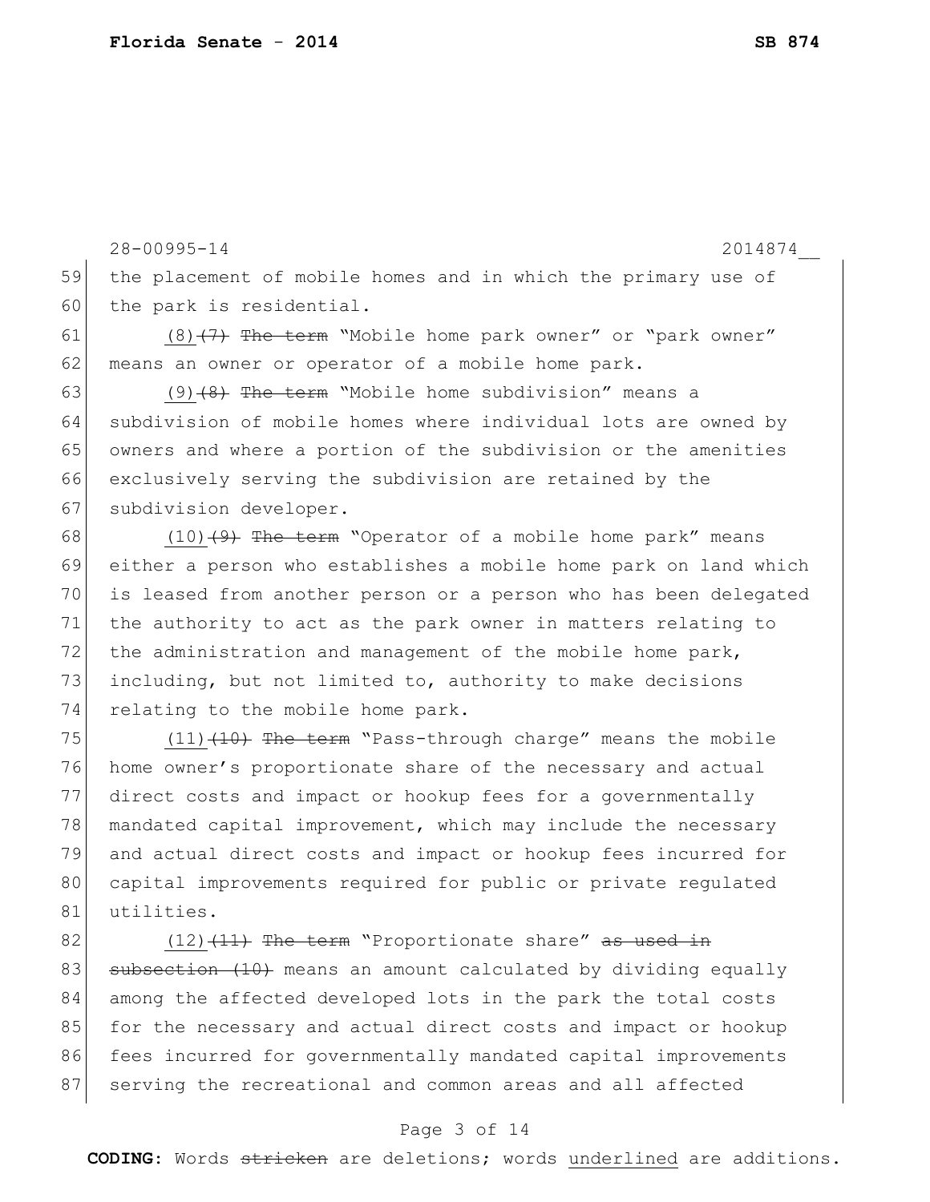59 the placement of mobile homes and in which the primary use of
60 the park is residential.

61 <u>(8)</u>~~(7) The term~~ "Mobile home park owner" or "park owner"
62 means an owner or operator of a mobile home park.

63 <u>(9)</u>~~(8) The term~~ "Mobile home subdivision" means a
64 subdivision of mobile homes where individual lots are owned by
65 owners and where a portion of the subdivision or the amenities
66 exclusively serving the subdivision are retained by the
67 subdivision developer.

68 <u>(10)</u>~~(9) The term~~ "Operator of a mobile home park" means
69 either a person who establishes a mobile home park on land which
70 is leased from another person or a person who has been delegated
71 the authority to act as the park owner in matters relating to
72 the administration and management of the mobile home park,
73 including, but not limited to, authority to make decisions
74 relating to the mobile home park.

75 <u>(11)</u>~~(10) The term~~ "Pass-through charge" means the mobile
76 home owner's proportionate share of the necessary and actual
77 direct costs and impact or hookup fees for a governmentally
78 mandated capital improvement, which may include the necessary
79 and actual direct costs and impact or hookup fees incurred for
80 capital improvements required for public or private regulated
81 utilities.

82 <u>(12)</u>~~(11) The term~~ "Proportionate share" ~~as used in~~
83 ~~subsection (10)~~ means an amount calculated by dividing equally
84 among the affected developed lots in the park the total costs
85 for the necessary and actual direct costs and impact or hookup
86 fees incurred for governmentally mandated capital improvements
87 serving the recreational and common areas and all affected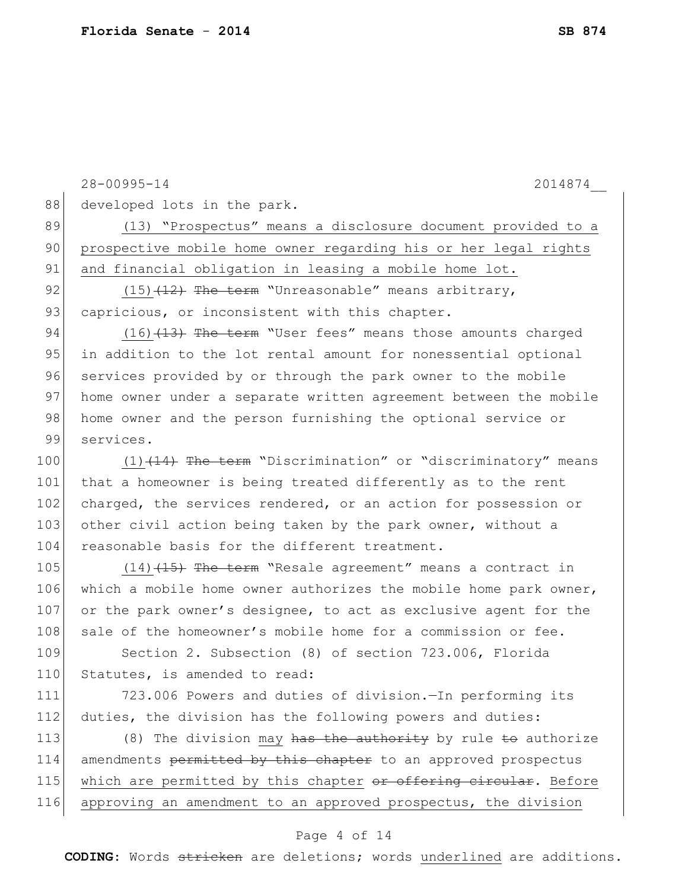developed lots in the park.

(13) "Prospectus" means a disclosure document provided to a prospective mobile home owner regarding his or her legal rights and financial obligation in leasing a mobile home lot.

(15) ~~(12) The term~~ "Unreasonable" means arbitrary, capricious, or inconsistent with this chapter.

(16) ~~(13) The term~~ "User fees" means those amounts charged in addition to the lot rental amount for nonessential optional services provided by or through the park owner to the mobile home owner under a separate written agreement between the mobile home owner and the person furnishing the optional service or services.

(1) ~~(14) The term~~ "Discrimination" or "discriminatory" means that a homeowner is being treated differently as to the rent charged, the services rendered, or an action for possession or other civil action being taken by the park owner, without a reasonable basis for the different treatment.

(14) ~~(15) The term~~ "Resale agreement" means a contract in which a mobile home owner authorizes the mobile home park owner, or the park owner's designee, to act as exclusive agent for the sale of the homeowner's mobile home for a commission or fee.

Section 2. Subsection (8) of section 723.006, Florida Statutes, is amended to read:

723.006 Powers and duties of division.—In performing its duties, the division has the following powers and duties:

(8) The division may ~~has the authority~~ by rule ~~to~~ authorize amendments ~~permitted by this chapter~~ to an approved prospectus which are permitted by this chapter ~~or offering circular~~. Before approving an amendment to an approved prospectus, the division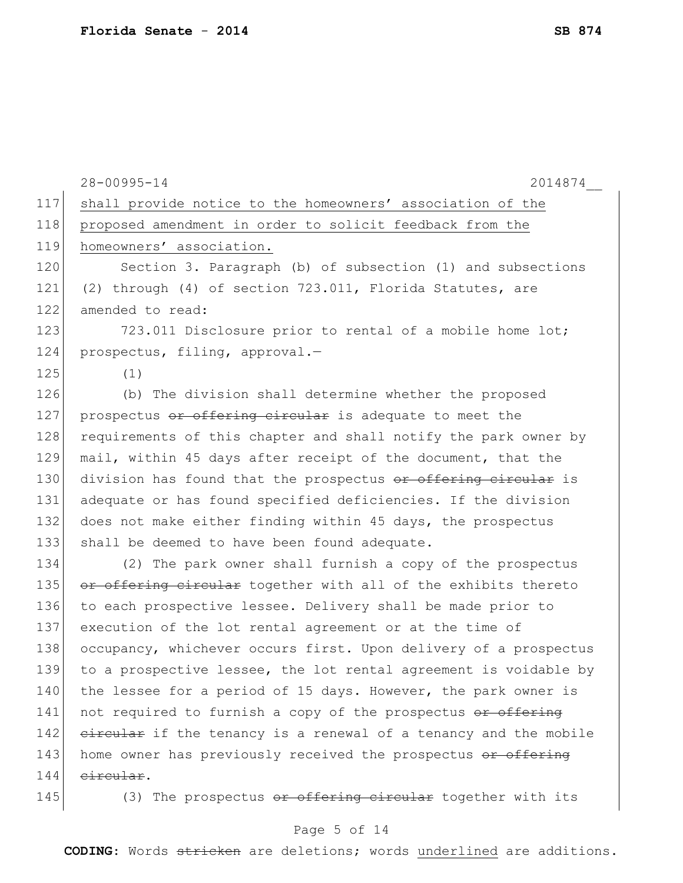shall provide notice to the homeowners' association of the proposed amendment in order to solicit feedback from the homeowners' association.

Section 3. Paragraph (b) of subsection (1) and subsections (2) through (4) of section 723.011, Florida Statutes, are amended to read:

723.011 Disclosure prior to rental of a mobile home lot; prospectus, filing, approval.—

(1)

(b) The division shall determine whether the proposed prospectus ~~or offering circular~~ is adequate to meet the requirements of this chapter and shall notify the park owner by mail, within 45 days after receipt of the document, that the division has found that the prospectus ~~or offering circular~~ is adequate or has found specified deficiencies. If the division does not make either finding within 45 days, the prospectus shall be deemed to have been found adequate.

(2) The park owner shall furnish a copy of the prospectus ~~or offering circular~~ together with all of the exhibits thereto to each prospective lessee. Delivery shall be made prior to execution of the lot rental agreement or at the time of occupancy, whichever occurs first. Upon delivery of a prospectus to a prospective lessee, the lot rental agreement is voidable by the lessee for a period of 15 days. However, the park owner is not required to furnish a copy of the prospectus ~~or offering circular~~ if the tenancy is a renewal of a tenancy and the mobile home owner has previously received the prospectus ~~or offering circular~~.

(3) The prospectus ~~or offering circular~~ together with its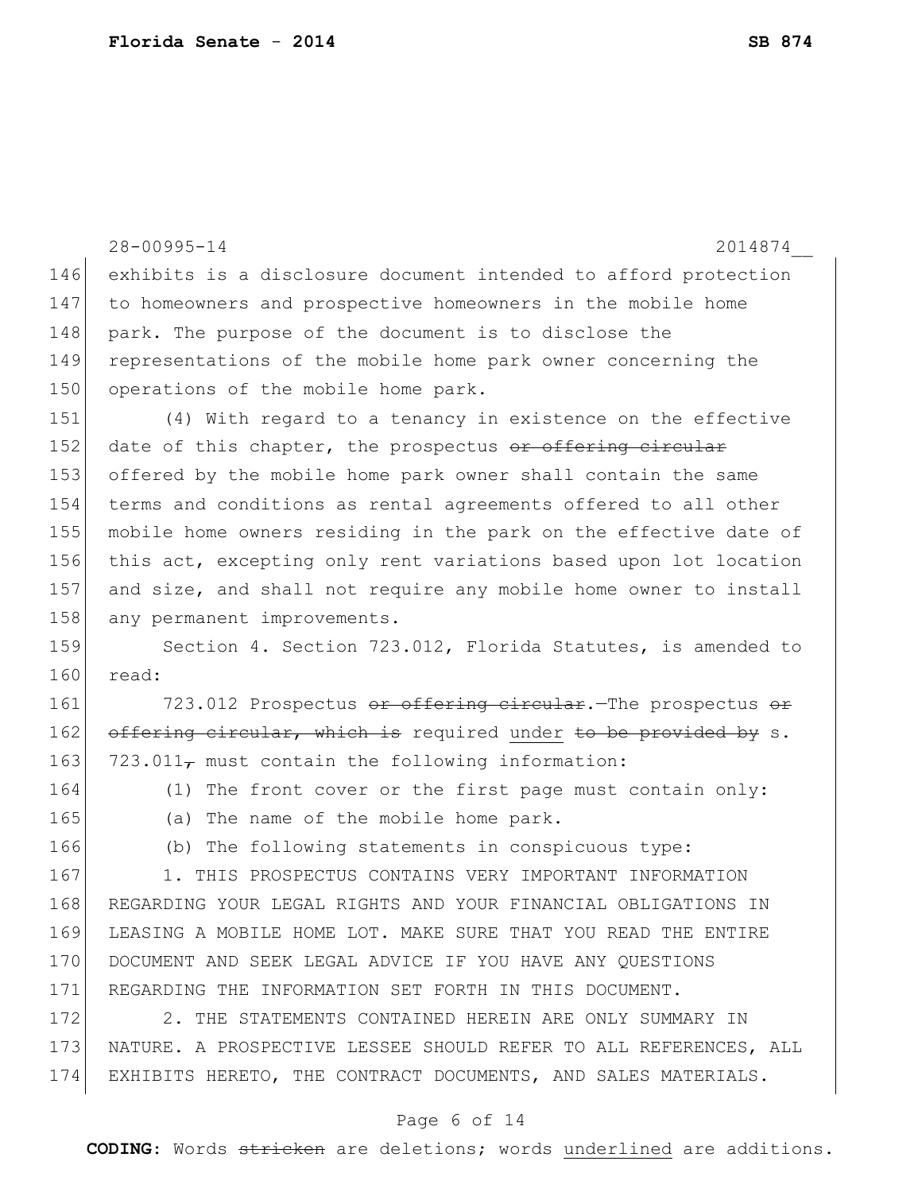28-00995-14 2014874__

146 exhibits is a disclosure document intended to afford protection
147 to homeowners and prospective homeowners in the mobile home
148 park. The purpose of the document is to disclose the
149 representations of the mobile home park owner concerning the
150 operations of the mobile home park.

151 (4) With regard to a tenancy in existence on the effective
152 date of this chapter, the prospectus ~~or offering circular~~
153 offered by the mobile home park owner shall contain the same
154 terms and conditions as rental agreements offered to all other
155 mobile home owners residing in the park on the effective date of
156 this act, excepting only rent variations based upon lot location
157 and size, and shall not require any mobile home owner to install
158 any permanent improvements.

159 Section 4. Section 723.012, Florida Statutes, is amended to
160 read:

161 723.012 Prospectus ~~or offering circular~~.—The prospectus ~~or~~
162 ~~offering circular, which is~~ required <u>under</u> ~~to be provided by~~ s.
163 723.011~~,~~ must contain the following information:

164 (1) The front cover or the first page must contain only:

165 (a) The name of the mobile home park.

166 (b) The following statements in conspicuous type:

167 1. THIS PROSPECTUS CONTAINS VERY IMPORTANT INFORMATION
168 REGARDING YOUR LEGAL RIGHTS AND YOUR FINANCIAL OBLIGATIONS IN
169 LEASING A MOBILE HOME LOT. MAKE SURE THAT YOU READ THE ENTIRE
170 DOCUMENT AND SEEK LEGAL ADVICE IF YOU HAVE ANY QUESTIONS
171 REGARDING THE INFORMATION SET FORTH IN THIS DOCUMENT.

172 2. THE STATEMENTS CONTAINED HEREIN ARE ONLY SUMMARY IN
173 NATURE. A PROSPECTIVE LESSEE SHOULD REFER TO ALL REFERENCES, ALL
174 EXHIBITS HERETO, THE CONTRACT DOCUMENTS, AND SALES MATERIALS.

**CODING:** Words ~~stricken~~ are deletions; words <u>underlined</u> are additions.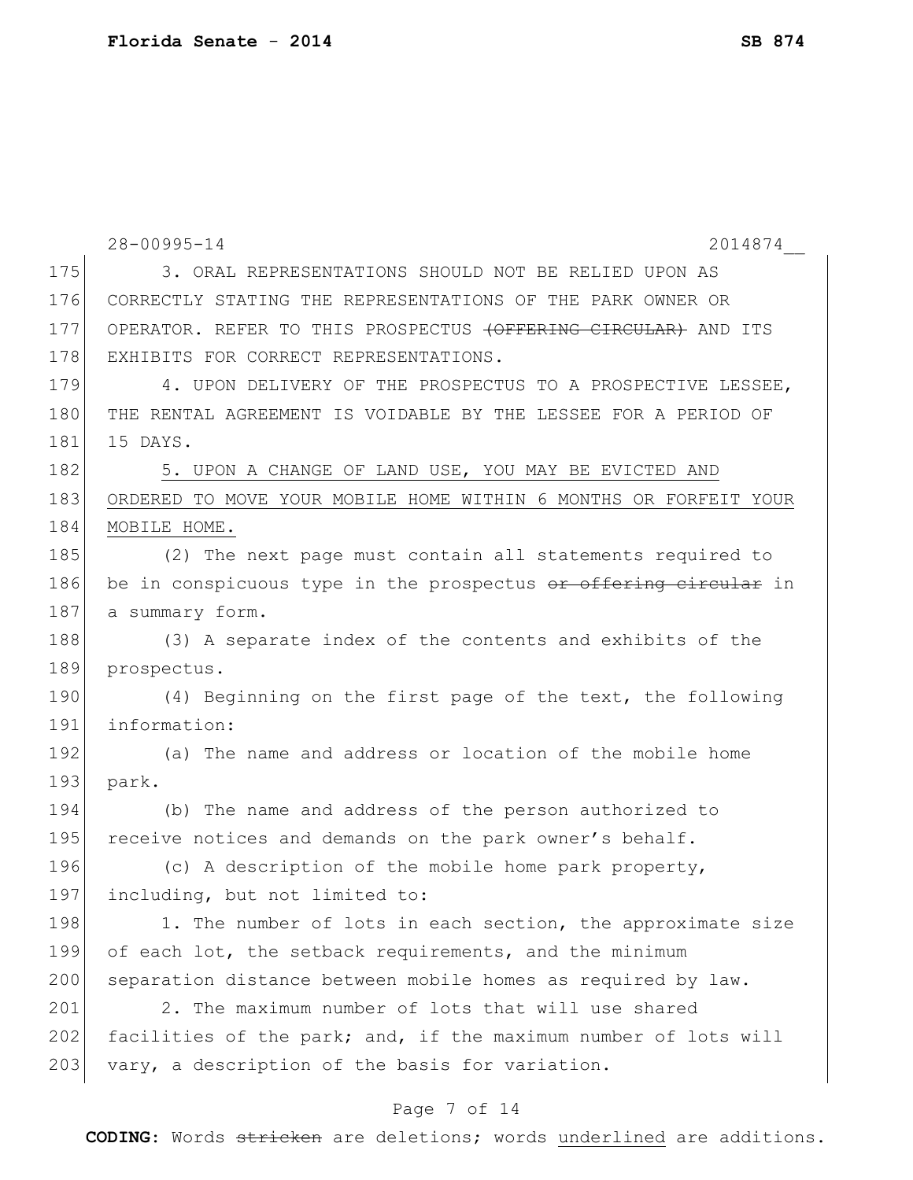28-00995-14 2014874__

3. ORAL REPRESENTATIONS SHOULD NOT BE RELIED UPON AS CORRECTLY STATING THE REPRESENTATIONS OF THE PARK OWNER OR OPERATOR. REFER TO THIS PROSPECTUS ~~(OFFERING CIRCULAR)~~ AND ITS EXHIBITS FOR CORRECT REPRESENTATIONS.

4. UPON DELIVERY OF THE PROSPECTUS TO A PROSPECTIVE LESSEE, THE RENTAL AGREEMENT IS VOIDABLE BY THE LESSEE FOR A PERIOD OF 15 DAYS.

<u>5. UPON A CHANGE OF LAND USE, YOU MAY BE EVICTED AND ORDERED TO MOVE YOUR MOBILE HOME WITHIN 6 MONTHS OR FORFEIT YOUR MOBILE HOME.</u>

(2) The next page must contain all statements required to be in conspicuous type in the prospectus ~~or offering circular~~ in a summary form.

(3) A separate index of the contents and exhibits of the prospectus.

(4) Beginning on the first page of the text, the following information:

(a) The name and address or location of the mobile home park.

(b) The name and address of the person authorized to receive notices and demands on the park owner's behalf.

(c) A description of the mobile home park property, including, but not limited to:

1. The number of lots in each section, the approximate size of each lot, the setback requirements, and the minimum separation distance between mobile homes as required by law.

2. The maximum number of lots that will use shared facilities of the park; and, if the maximum number of lots will vary, a description of the basis for variation.

**CODING:** Words ~~stricken~~ are deletions; words <u>underlined</u> are additions.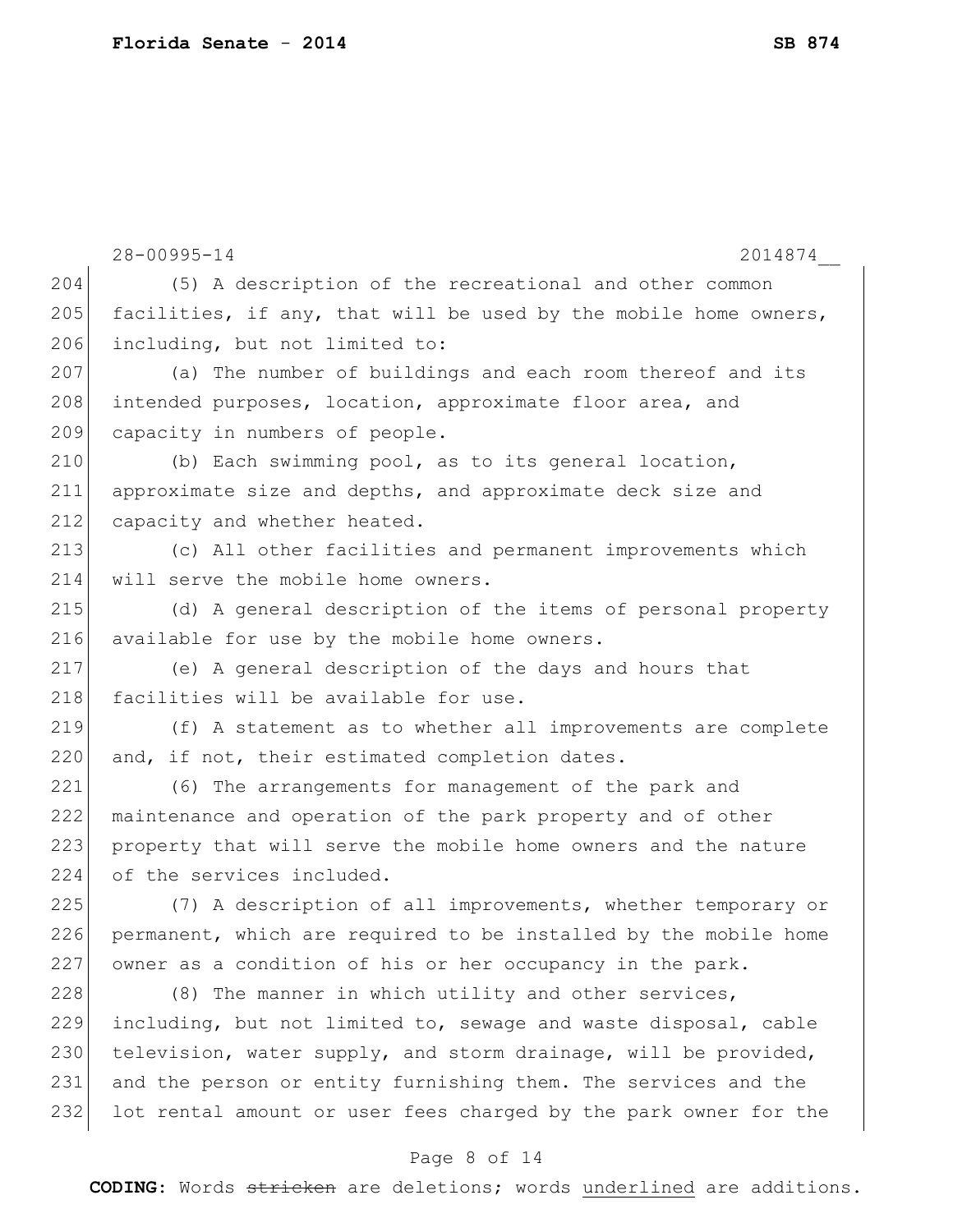(5) A description of the recreational and other common facilities, if any, that will be used by the mobile home owners, including, but not limited to:

(a) The number of buildings and each room thereof and its intended purposes, location, approximate floor area, and capacity in numbers of people.

(b) Each swimming pool, as to its general location, approximate size and depths, and approximate deck size and capacity and whether heated.

(c) All other facilities and permanent improvements which will serve the mobile home owners.

(d) A general description of the items of personal property available for use by the mobile home owners.

(e) A general description of the days and hours that facilities will be available for use.

(f) A statement as to whether all improvements are complete and, if not, their estimated completion dates.

(6) The arrangements for management of the park and maintenance and operation of the park property and of other property that will serve the mobile home owners and the nature of the services included.

(7) A description of all improvements, whether temporary or permanent, which are required to be installed by the mobile home owner as a condition of his or her occupancy in the park.

(8) The manner in which utility and other services, including, but not limited to, sewage and waste disposal, cable television, water supply, and storm drainage, will be provided, and the person or entity furnishing them. The services and the lot rental amount or user fees charged by the park owner for the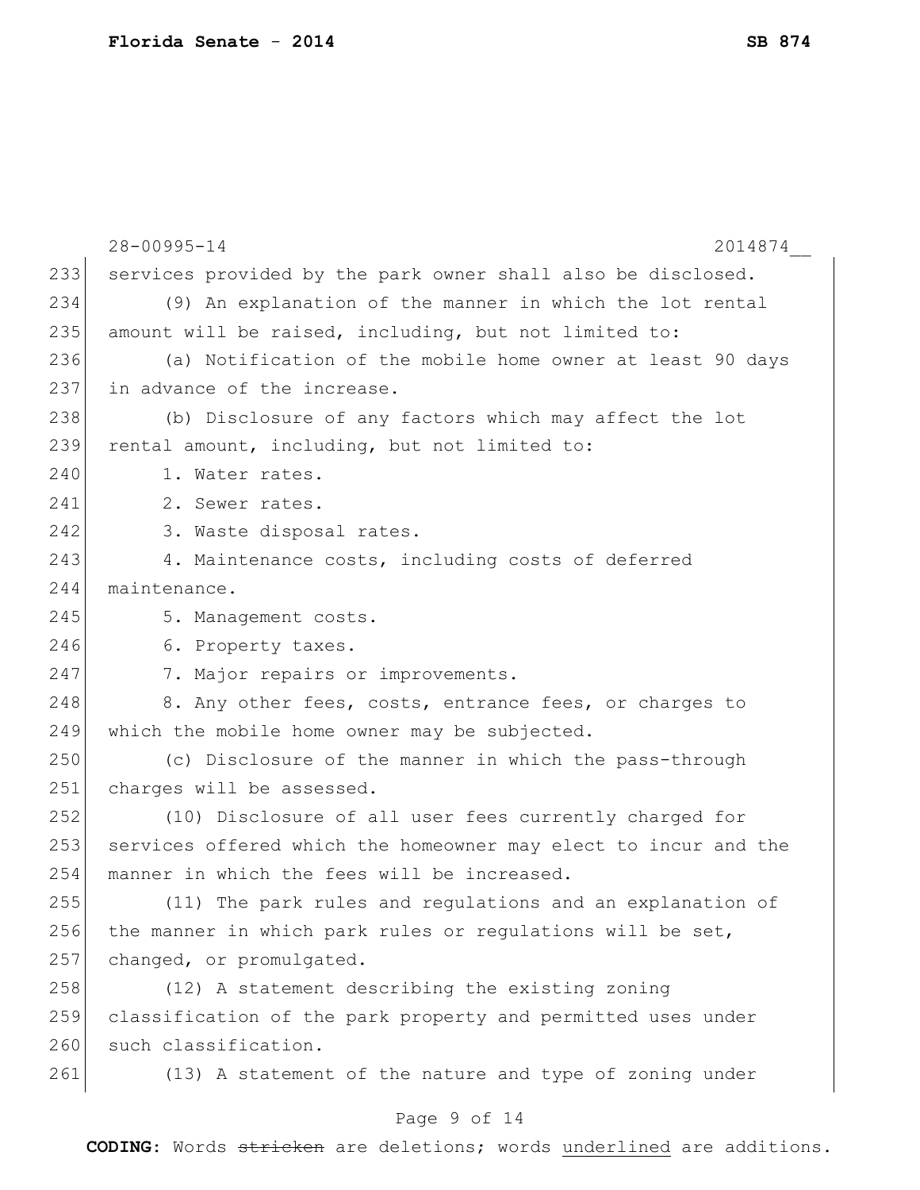28-00995-14 2014874__

233 services provided by the park owner shall also be disclosed.
234 (9) An explanation of the manner in which the lot rental
235 amount will be raised, including, but not limited to:
236 (a) Notification of the mobile home owner at least 90 days
237 in advance of the increase.
238 (b) Disclosure of any factors which may affect the lot
239 rental amount, including, but not limited to:
240 1. Water rates.
241 2. Sewer rates.
242 3. Waste disposal rates.
243 4. Maintenance costs, including costs of deferred
244 maintenance.
245 5. Management costs.
246 6. Property taxes.
247 7. Major repairs or improvements.
248 8. Any other fees, costs, entrance fees, or charges to
249 which the mobile home owner may be subjected.
250 (c) Disclosure of the manner in which the pass-through
251 charges will be assessed.
252 (10) Disclosure of all user fees currently charged for
253 services offered which the homeowner may elect to incur and the
254 manner in which the fees will be increased.
255 (11) The park rules and regulations and an explanation of
256 the manner in which park rules or regulations will be set,
257 changed, or promulgated.
258 (12) A statement describing the existing zoning
259 classification of the park property and permitted uses under
260 such classification.
261 (13) A statement of the nature and type of zoning under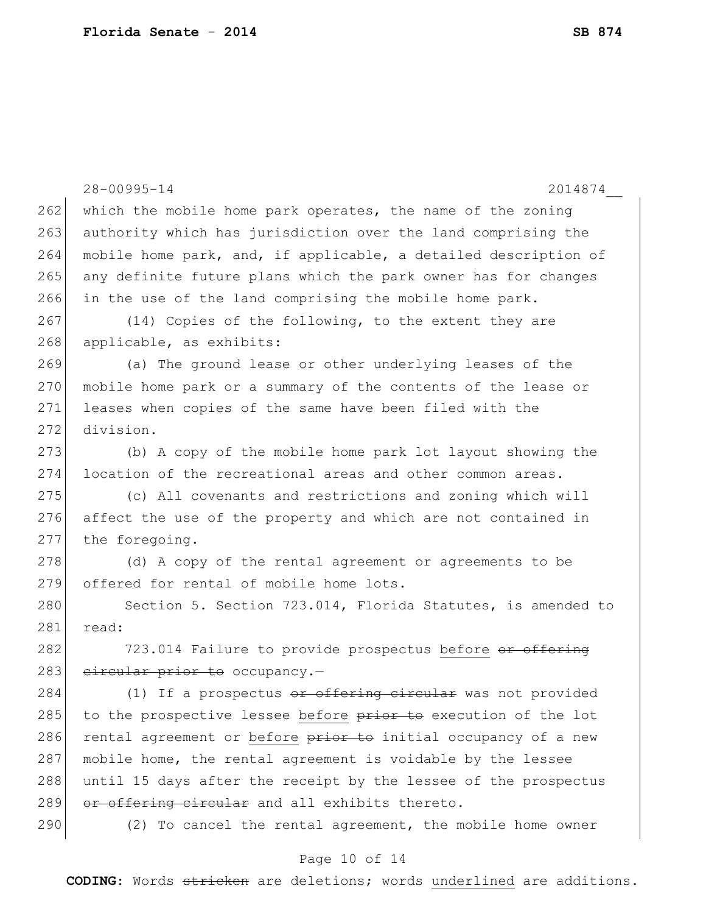which the mobile home park operates, the name of the zoning authority which has jurisdiction over the land comprising the mobile home park, and, if applicable, a detailed description of any definite future plans which the park owner has for changes in the use of the land comprising the mobile home park.

(14) Copies of the following, to the extent they are applicable, as exhibits:

(a) The ground lease or other underlying leases of the mobile home park or a summary of the contents of the lease or leases when copies of the same have been filed with the division.

(b) A copy of the mobile home park lot layout showing the location of the recreational areas and other common areas.

(c) All covenants and restrictions and zoning which will affect the use of the property and which are not contained in the foregoing.

(d) A copy of the rental agreement or agreements to be offered for rental of mobile home lots.

Section 5. Section 723.014, Florida Statutes, is amended to read:

723.014 Failure to provide prospectus <u>before</u> ~~or offering circular prior to~~ occupancy.—

(1) If a prospectus ~~or offering circular~~ was not provided to the prospective lessee <u>before</u> ~~prior to~~ execution of the lot rental agreement or <u>before</u> ~~prior to~~ initial occupancy of a new mobile home, the rental agreement is voidable by the lessee until 15 days after the receipt by the lessee of the prospectus ~~or offering circular~~ and all exhibits thereto.

(2) To cancel the rental agreement, the mobile home owner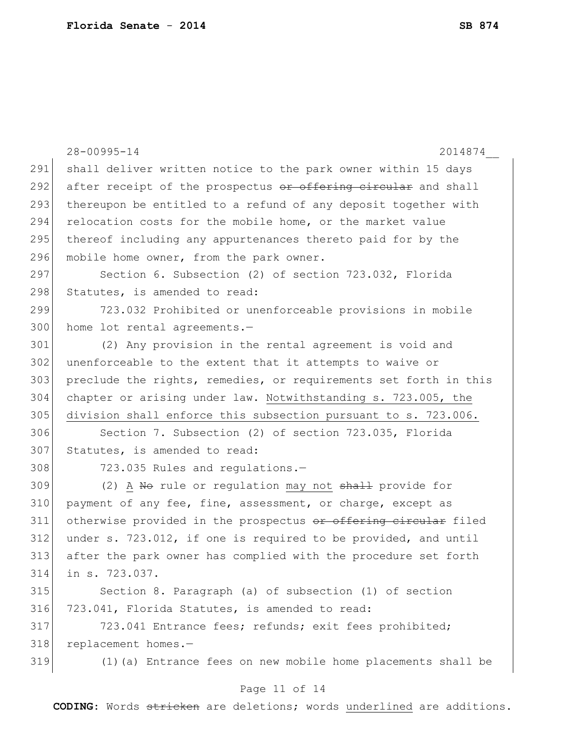28-00995-14 2014874__

291 shall deliver written notice to the park owner within 15 days
292 after receipt of the prospectus ~~or offering circular~~ and shall
293 thereupon be entitled to a refund of any deposit together with
294 relocation costs for the mobile home, or the market value
295 thereof including any appurtenances thereto paid for by the
296 mobile home owner, from the park owner.

297 Section 6. Subsection (2) of section 723.032, Florida
298 Statutes, is amended to read:

299 723.032 Prohibited or unenforceable provisions in mobile
300 home lot rental agreements.—

301 (2) Any provision in the rental agreement is void and
302 unenforceable to the extent that it attempts to waive or
303 preclude the rights, remedies, or requirements set forth in this
304 chapter or arising under law. <u>Notwithstanding s. 723.005, the</u>
305 <u>division shall enforce this subsection pursuant to s. 723.006.</u>

306 Section 7. Subsection (2) of section 723.035, Florida
307 Statutes, is amended to read:

308 723.035 Rules and regulations.—

309 (2) <u>A</u> ~~No~~ rule or regulation <u>may not</u> ~~shall~~ provide for
310 payment of any fee, fine, assessment, or charge, except as
311 otherwise provided in the prospectus ~~or offering circular~~ filed
312 under s. 723.012, if one is required to be provided, and until
313 after the park owner has complied with the procedure set forth
314 in s. 723.037.

315 Section 8. Paragraph (a) of subsection (1) of section
316 723.041, Florida Statutes, is amended to read:

317 723.041 Entrance fees; refunds; exit fees prohibited;
318 replacement homes.—

319 (1)(a) Entrance fees on new mobile home placements shall be

**CODING:** Words ~~stricken~~ are deletions; words <u>underlined</u> are additions.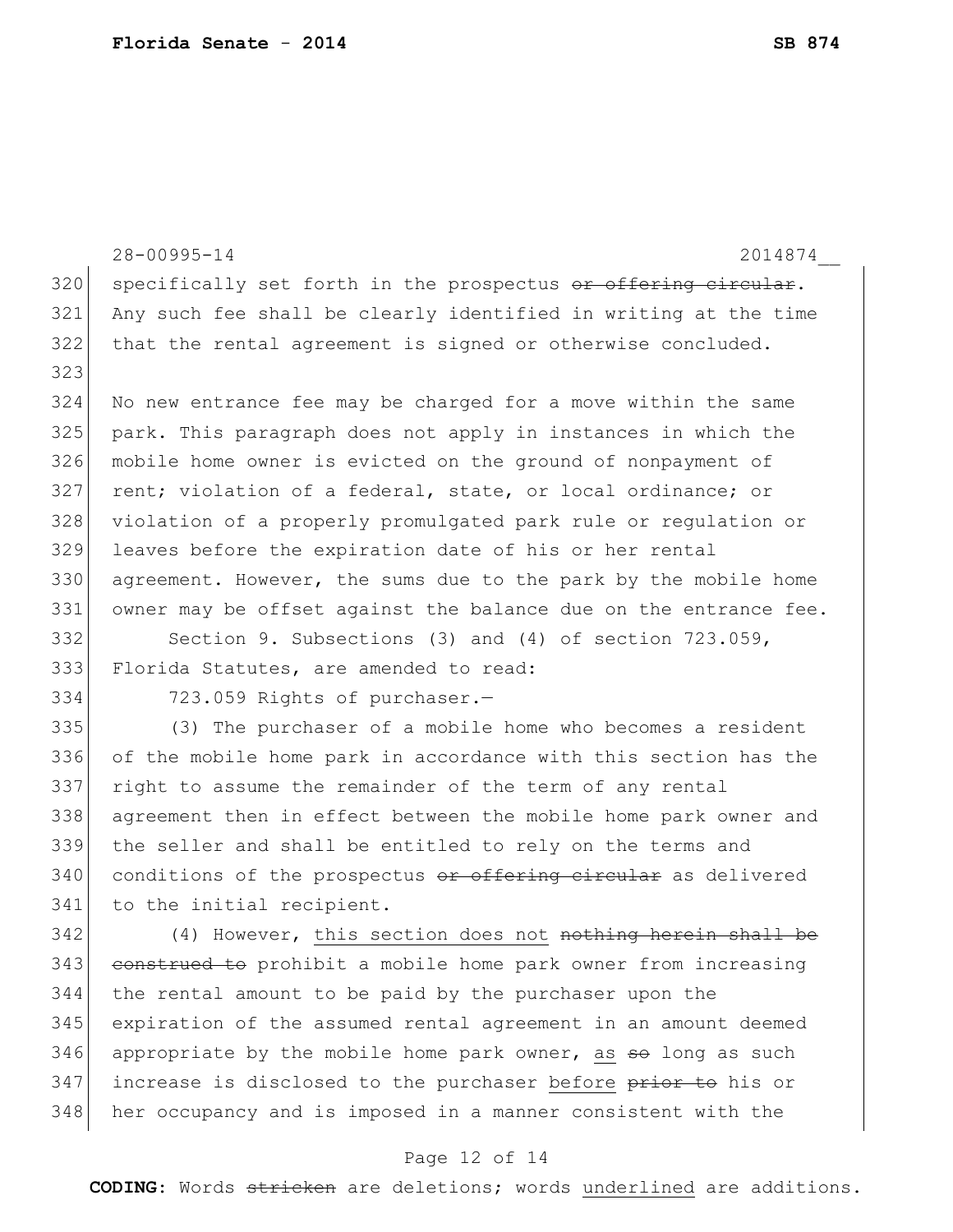28-00995-14 2014874__

320 specifically set forth in the prospectus ~~or offering circular~~.
321 Any such fee shall be clearly identified in writing at the time
322 that the rental agreement is signed or otherwise concluded.
323
324 No new entrance fee may be charged for a move within the same
325 park. This paragraph does not apply in instances in which the
326 mobile home owner is evicted on the ground of nonpayment of
327 rent; violation of a federal, state, or local ordinance; or
328 violation of a properly promulgated park rule or regulation or
329 leaves before the expiration date of his or her rental
330 agreement. However, the sums due to the park by the mobile home
331 owner may be offset against the balance due on the entrance fee.
332 Section 9. Subsections (3) and (4) of section 723.059,
333 Florida Statutes, are amended to read:
334 723.059 Rights of purchaser.—
335 (3) The purchaser of a mobile home who becomes a resident
336 of the mobile home park in accordance with this section has the
337 right to assume the remainder of the term of any rental
338 agreement then in effect between the mobile home park owner and
339 the seller and shall be entitled to rely on the terms and
340 conditions of the prospectus ~~or offering circular~~ as delivered
341 to the initial recipient.
342 (4) However, <u>this section does not</u> ~~nothing herein shall be~~
343 ~~construed to~~ prohibit a mobile home park owner from increasing
344 the rental amount to be paid by the purchaser upon the
345 expiration of the assumed rental agreement in an amount deemed
346 appropriate by the mobile home park owner, <u>as</u> ~~so~~ long as such
347 increase is disclosed to the purchaser <u>before</u> ~~prior to~~ his or
348 her occupancy and is imposed in a manner consistent with the

**CODING:** Words ~~stricken~~ are deletions; words <u>underlined</u> are additions.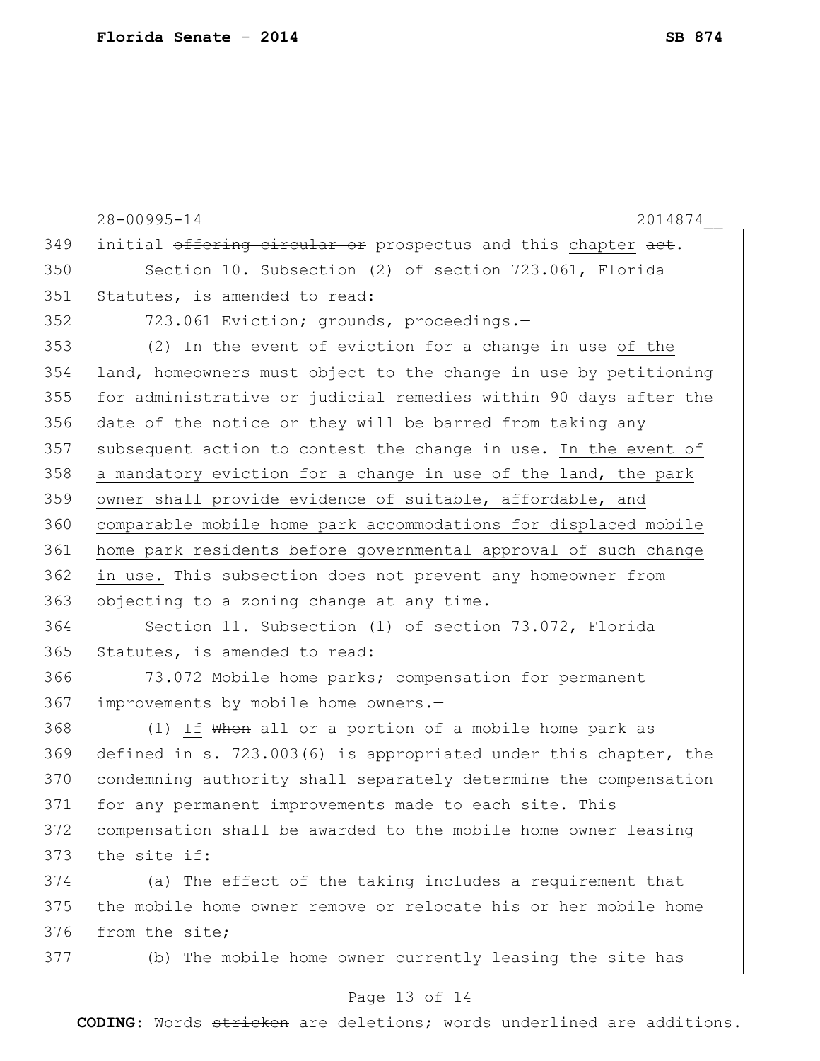initial ~~offering circular or~~ prospectus and this chapter ~~act~~.

Section 10. Subsection (2) of section 723.061, Florida Statutes, is amended to read:

723.061 Eviction; grounds, proceedings.—

(2) In the event of eviction for a change in use of the land, homeowners must object to the change in use by petitioning for administrative or judicial remedies within 90 days after the date of the notice or they will be barred from taking any subsequent action to contest the change in use. In the event of a mandatory eviction for a change in use of the land, the park owner shall provide evidence of suitable, affordable, and comparable mobile home park accommodations for displaced mobile home park residents before governmental approval of such change in use. This subsection does not prevent any homeowner from objecting to a zoning change at any time.

Section 11. Subsection (1) of section 73.072, Florida Statutes, is amended to read:

73.072 Mobile home parks; compensation for permanent improvements by mobile home owners.—

(1) If ~~When~~ all or a portion of a mobile home park as defined in s. 723.003~~(6)~~ is appropriated under this chapter, the condemning authority shall separately determine the compensation for any permanent improvements made to each site. This compensation shall be awarded to the mobile home owner leasing the site if:

(a) The effect of the taking includes a requirement that the mobile home owner remove or relocate his or her mobile home from the site;

(b) The mobile home owner currently leasing the site has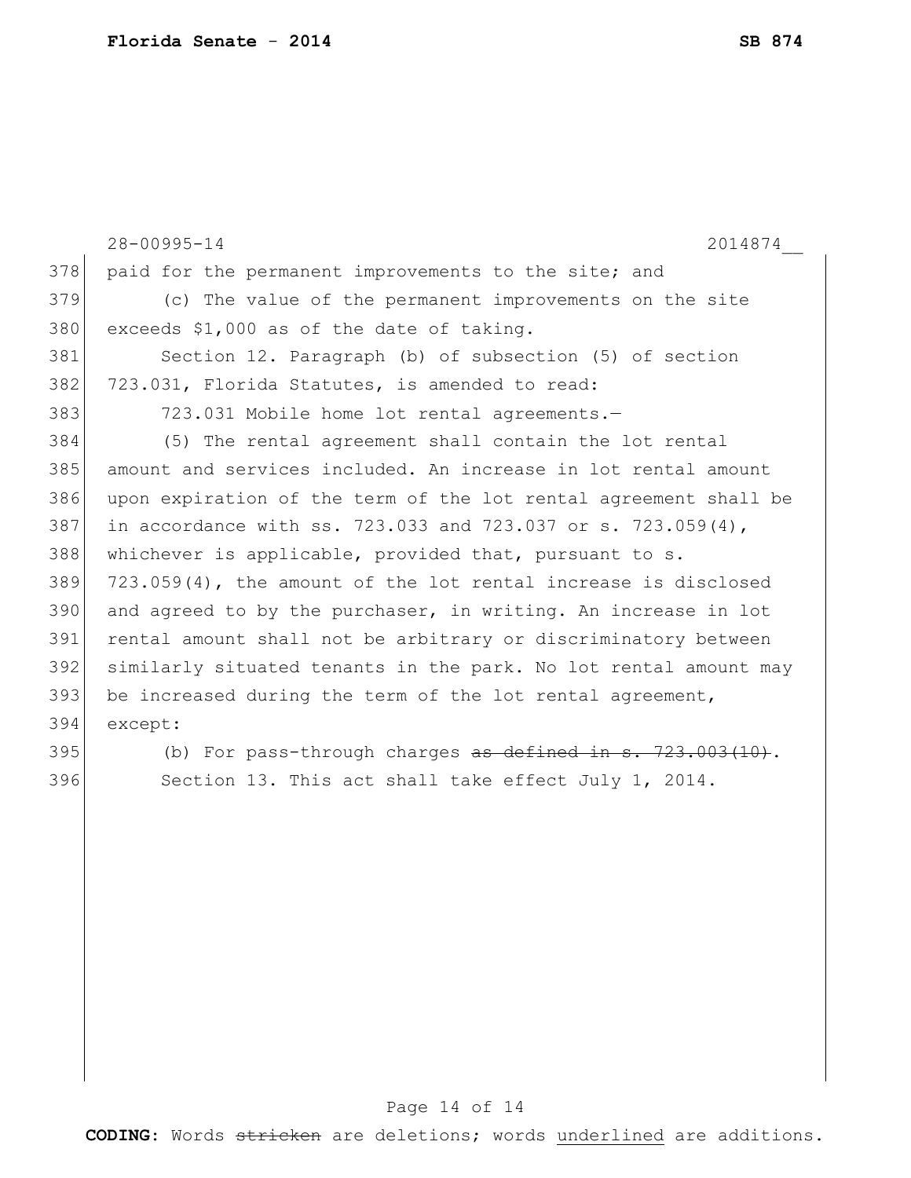28-00995-14 2014874__

378 paid for the permanent improvements to the site; and

379 (c) The value of the permanent improvements on the site

380 exceeds $1,000 as of the date of taking.

381 Section 12. Paragraph (b) of subsection (5) of section

382 723.031, Florida Statutes, is amended to read:

383 723.031 Mobile home lot rental agreements.—

384 (5) The rental agreement shall contain the lot rental

385 amount and services included. An increase in lot rental amount

386 upon expiration of the term of the lot rental agreement shall be

387 in accordance with ss. 723.033 and 723.037 or s. 723.059(4),

388 whichever is applicable, provided that, pursuant to s.

389 723.059(4), the amount of the lot rental increase is disclosed

390 and agreed to by the purchaser, in writing. An increase in lot

391 rental amount shall not be arbitrary or discriminatory between

392 similarly situated tenants in the park. No lot rental amount may

393 be increased during the term of the lot rental agreement,

394 except:

395 (b) For pass-through charges ~~as defined in s. 723.003(10)~~.

396 Section 13. This act shall take effect July 1, 2014.

**CODING:** Words ~~stricken~~ are deletions; words <u>underlined</u> are additions.